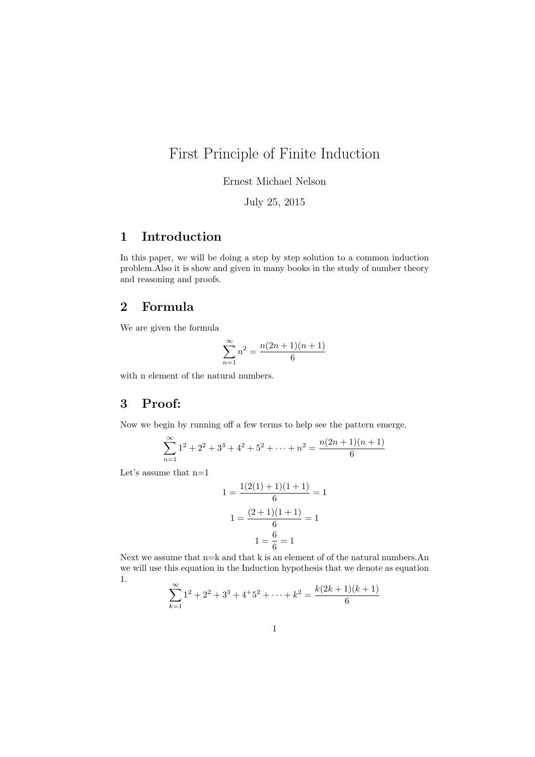# First Principle of Finite Induction

Ernest Michael Nelson

July 25, 2015

## 1 Introduction

In this paper, we will be doing a step by step solution to a common induction problem.Also it is show and given in many books in the study of number theory and reasoning and proofs.

## 2 Formula

We are given the formula

$$\sum_{n=1}^{\infty} n^2 = \frac{n(2n+1)(n+1)}{6}$$

with n element of the natural numbers.

## 3 Proof:

Now we begin by running off a few terms to help see the pattern emerge.

$$\sum_{n=1}^{\infty} 1^2 + 2^2 + 3^3 + 4^2 + 5^2 + \cdots + n^2 = \frac{n(2n+1)(n+1)}{6}$$

Let's assume that n=1

$$1 = \frac{1(2(1)+1)(1+1)}{6} = 1$$

$$1 = \frac{(2+1)(1+1)}{6} = 1$$

$$1 = \frac{6}{6} = 1$$

Next we assume that n=k and that k is an element of of the natural numbers.An we will use this equation in the Induction hypothesis that we denote as equation 1.

$$\sum_{k=1}^{\infty} 1^2 + 2^2 + 3^3 + 4^+ 5^2 + \cdots + k^2 = \frac{k(2k+1)(k+1)}{6}$$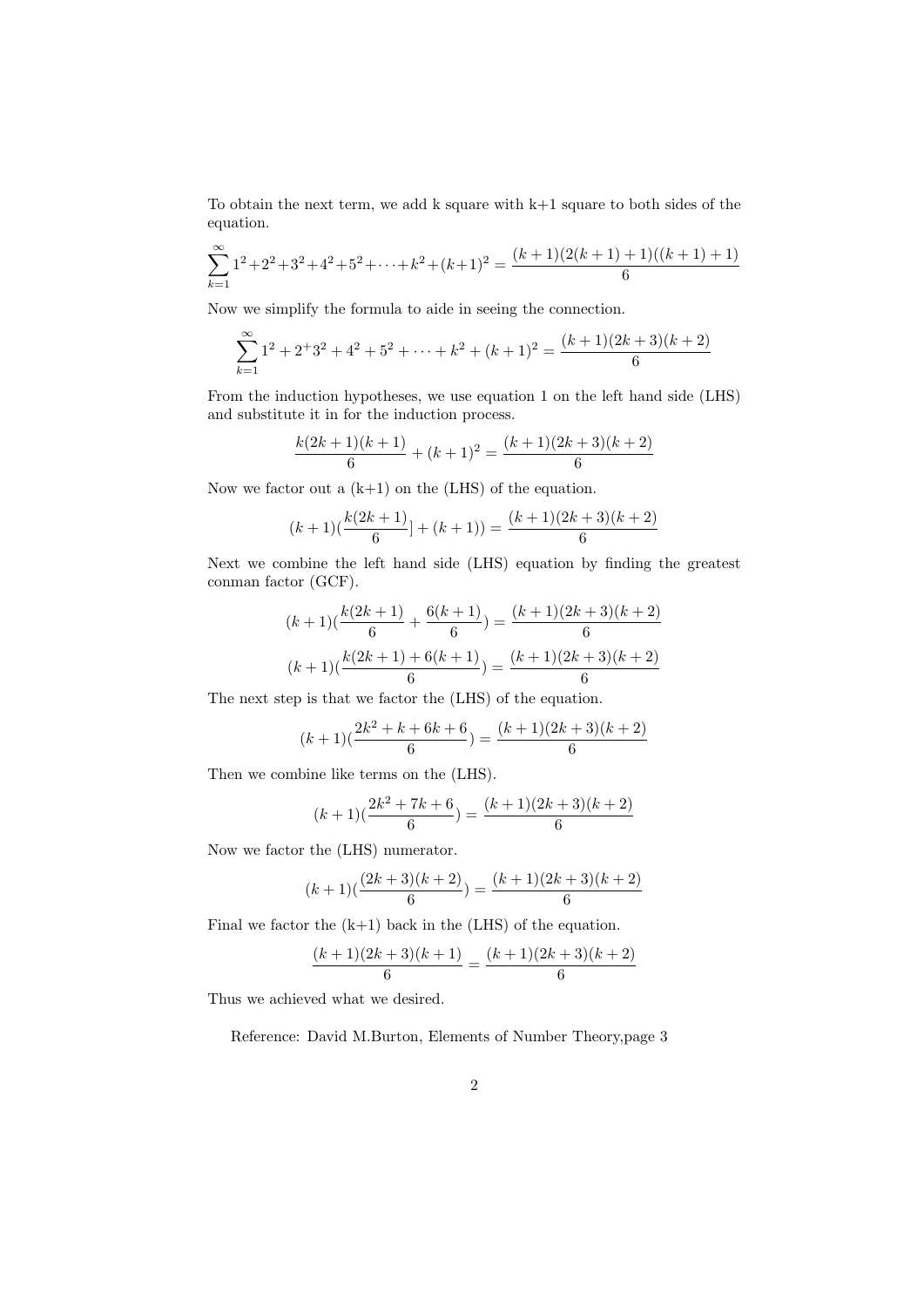To obtain the next term, we add k square with k+1 square to both sides of the equation.

$$\sum_{k=1}^{\infty} 1^2+2^2+3^2+4^2+5^2+\cdots+k^2+(k+1)^2 = \frac{(k+1)(2(k+1)+1)((k+1)+1)}{6}$$

Now we simplify the formula to aide in seeing the connection.

$$\sum_{k=1}^{\infty} 1^2+2^{+}3^2+4^2+5^2+\cdots+k^2+(k+1)^2 = \frac{(k+1)(2k+3)(k+2)}{6}$$

From the induction hypotheses, we use equation 1 on the left hand side (LHS) and substitute it in for the induction process.

$$\frac{k(2k+1)(k+1)}{6} + (k+1)^2 = \frac{(k+1)(2k+3)(k+2)}{6}$$

Now we factor out a (k+1) on the (LHS) of the equation.

$$(k+1)(\frac{k(2k+1)}{6}] + (k+1)) = \frac{(k+1)(2k+3)(k+2)}{6}$$

Next we combine the left hand side (LHS) equation by finding the greatest conman factor (GCF).

$$(k+1)(\frac{k(2k+1)}{6} + \frac{6(k+1)}{6}) = \frac{(k+1)(2k+3)(k+2)}{6}$$

$$(k+1)(\frac{k(2k+1)+6(k+1)}{6}) = \frac{(k+1)(2k+3)(k+2)}{6}$$

The next step is that we factor the (LHS) of the equation.

$$(k+1)(\frac{2k^2+k+6k+6}{6}) = \frac{(k+1)(2k+3)(k+2)}{6}$$

Then we combine like terms on the (LHS).

$$(k+1)(\frac{2k^2+7k+6}{6}) = \frac{(k+1)(2k+3)(k+2)}{6}$$

Now we factor the (LHS) numerator.

$$(k+1)(\frac{(2k+3)(k+2)}{6}) = \frac{(k+1)(2k+3)(k+2)}{6}$$

Final we factor the (k+1) back in the (LHS) of the equation.

$$\frac{(k+1)(2k+3)(k+1)}{6} = \frac{(k+1)(2k+3)(k+2)}{6}$$

Thus we achieved what we desired.

Reference: David M.Burton, Elements of Number Theory,page 3